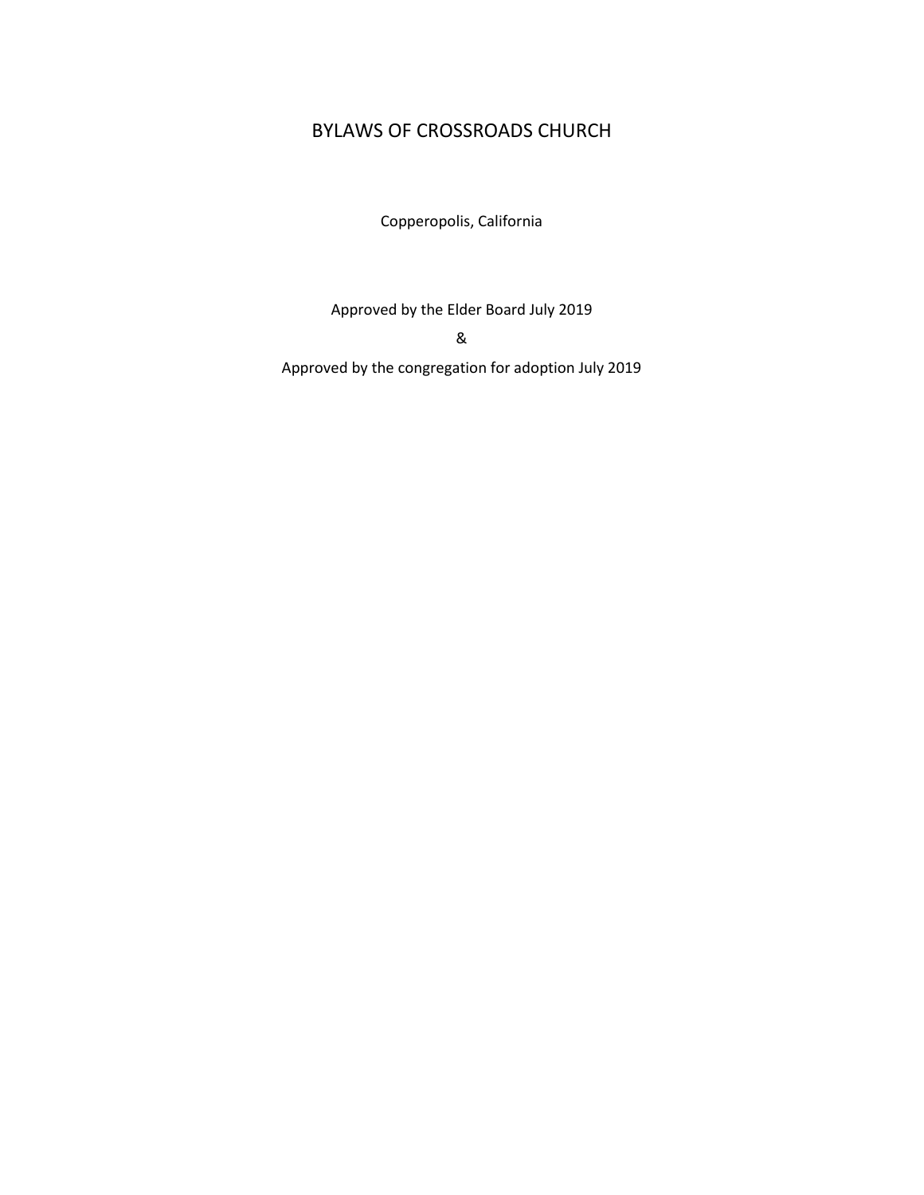# BYLAWS OF CROSSROADS CHURCH

Copperopolis, California

Approved by the Elder Board July 2019

&

Approved by the congregation for adoption July 2019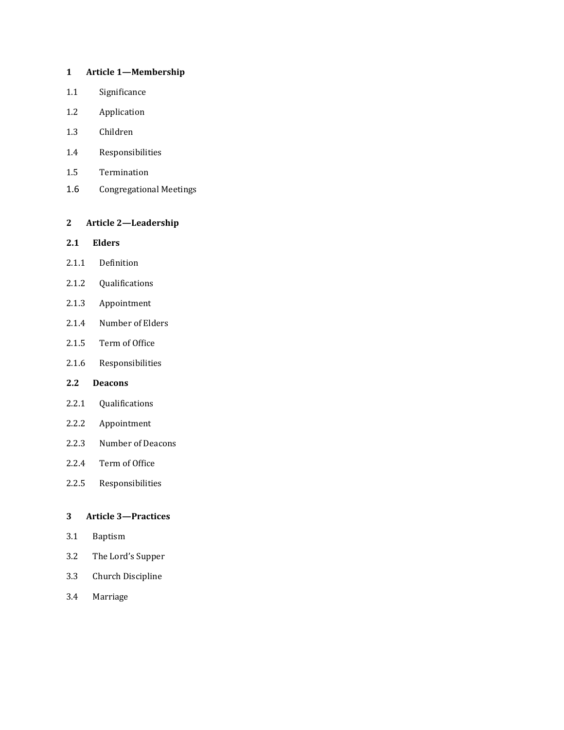**1 Article 1—Membership**

1.1 Significance

1.2 Application

1.3 Children

1.4 Responsibilities

1.5 Termination

1.6 Congregational Meetings

**2 Article 2—Leadership**

**2.1 Elders**

2.1.1 Definition

2.1.2 Qualifications

2.1.3 Appointment

2.1.4 Number of Elders

2.1.5 Term of Office

2.1.6 Responsibilities

**2.2 Deacons**

2.2.1 Qualifications

2.2.2 Appointment

2.2.3 Number of Deacons

2.2.4 Term of Office

2.2.5 Responsibilities

**3 Article 3—Practices**

3.1 Baptism

3.2 The Lord's Supper

3.3 Church Discipline

3.4 Marriage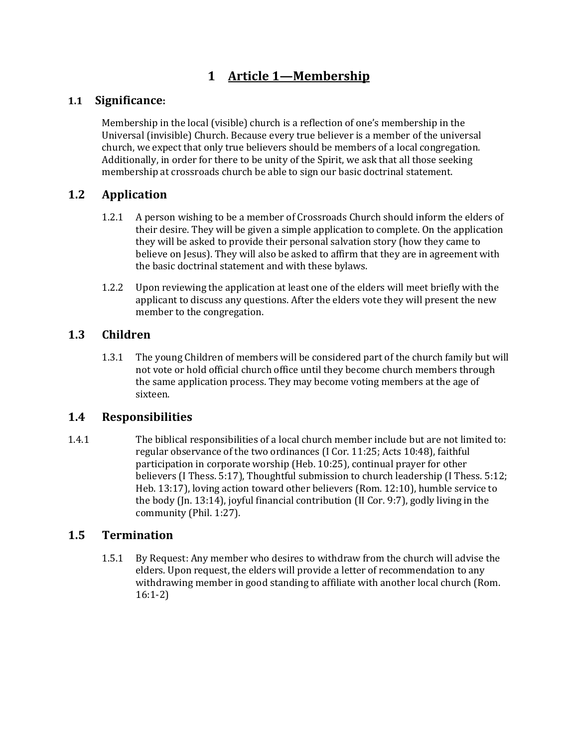# 1 Article 1—Membership

## 1.1 Significance:

Membership in the local (visible) church is a reflection of one's membership in the Universal (invisible) Church. Because every true believer is a member of the universal church, we expect that only true believers should be members of a local congregation. Additionally, in order for there to be unity of the Spirit, we ask that all those seeking membership at crossroads church be able to sign our basic doctrinal statement.

## 1.2 Application

1.2.1 A person wishing to be a member of Crossroads Church should inform the elders of their desire. They will be given a simple application to complete. On the application they will be asked to provide their personal salvation story (how they came to believe on Jesus). They will also be asked to affirm that they are in agreement with the basic doctrinal statement and with these bylaws.

1.2.2 Upon reviewing the application at least one of the elders will meet briefly with the applicant to discuss any questions. After the elders vote they will present the new member to the congregation.

## 1.3 Children

1.3.1 The young Children of members will be considered part of the church family but will not vote or hold official church office until they become church members through the same application process. They may become voting members at the age of sixteen.

## 1.4 Responsibilities

1.4.1 The biblical responsibilities of a local church member include but are not limited to: regular observance of the two ordinances (I Cor. 11:25; Acts 10:48), faithful participation in corporate worship (Heb. 10:25), continual prayer for other believers (I Thess. 5:17), Thoughtful submission to church leadership (I Thess. 5:12; Heb. 13:17), loving action toward other believers (Rom. 12:10), humble service to the body (Jn. 13:14), joyful financial contribution (II Cor. 9:7), godly living in the community (Phil. 1:27).

## 1.5 Termination

1.5.1 By Request: Any member who desires to withdraw from the church will advise the elders. Upon request, the elders will provide a letter of recommendation to any withdrawing member in good standing to affiliate with another local church (Rom. 16:1-2)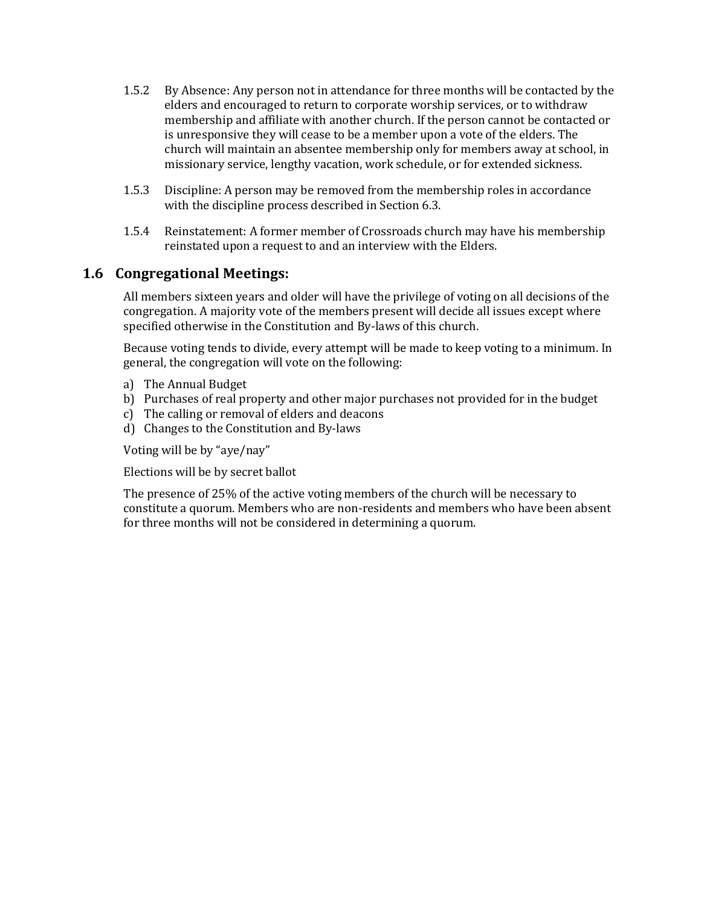1.5.2 By Absence: Any person not in attendance for three months will be contacted by the elders and encouraged to return to corporate worship services, or to withdraw membership and affiliate with another church. If the person cannot be contacted or is unresponsive they will cease to be a member upon a vote of the elders. The church will maintain an absentee membership only for members away at school, in missionary service, lengthy vacation, work schedule, or for extended sickness.

1.5.3 Discipline: A person may be removed from the membership roles in accordance with the discipline process described in Section 6.3.

1.5.4 Reinstatement: A former member of Crossroads church may have his membership reinstated upon a request to and an interview with the Elders.

## 1.6 Congregational Meetings:

All members sixteen years and older will have the privilege of voting on all decisions of the congregation. A majority vote of the members present will decide all issues except where specified otherwise in the Constitution and By-laws of this church.

Because voting tends to divide, every attempt will be made to keep voting to a minimum. In general, the congregation will vote on the following:

a) The Annual Budget
b) Purchases of real property and other major purchases not provided for in the budget
c) The calling or removal of elders and deacons
d) Changes to the Constitution and By-laws

Voting will be by “aye/nay”

Elections will be by secret ballot

The presence of 25% of the active voting members of the church will be necessary to constitute a quorum. Members who are non-residents and members who have been absent for three months will not be considered in determining a quorum.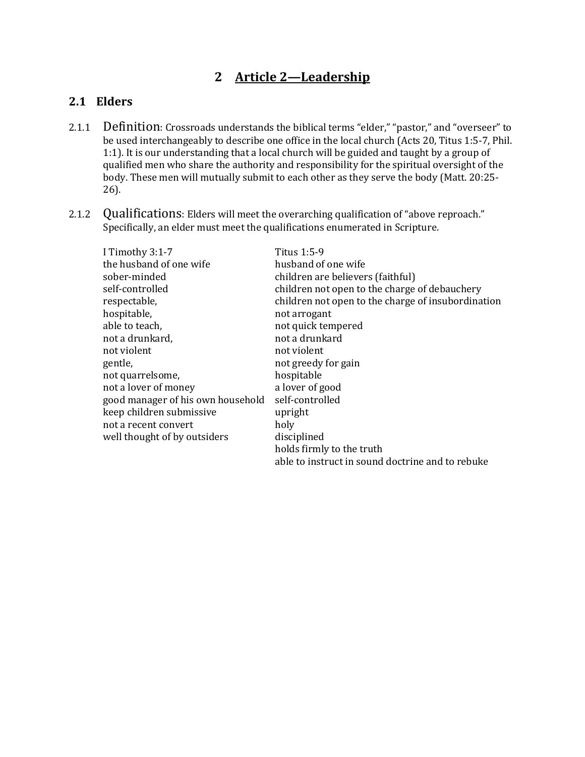# 2 Article 2—Leadership

## 2.1 Elders

2.1.1 Definition: Crossroads understands the biblical terms “elder,” “pastor,” and “overseer” to be used interchangeably to describe one office in the local church (Acts 20, Titus 1:5-7, Phil. 1:1). It is our understanding that a local church will be guided and taught by a group of qualified men who share the authority and responsibility for the spiritual oversight of the body. These men will mutually submit to each other as they serve the body (Matt. 20:25-26).

2.1.2 Qualifications: Elders will meet the overarching qualification of “above reproach.” Specifically, an elder must meet the qualifications enumerated in Scripture.

| I Timothy 3:1-7 | Titus 1:5-9 |
|---|---|
| the husband of one wife | husband of one wife |
| sober-minded | children are believers (faithful) |
| self-controlled | children not open to the charge of debauchery |
| respectable, | children not open to the charge of insubordination |
| hospitable, | not arrogant |
| able to teach, | not quick tempered |
| not a drunkard, | not a drunkard |
| not violent | not violent |
| gentle, | not greedy for gain |
| not quarrelsome, | hospitable |
| not a lover of money | a lover of good |
| good manager of his own household | self-controlled |
| keep children submissive | upright |
| not a recent convert | holy |
| well thought of by outsiders | disciplined |
| | holds firmly to the truth |
| | able to instruct in sound doctrine and to rebuke |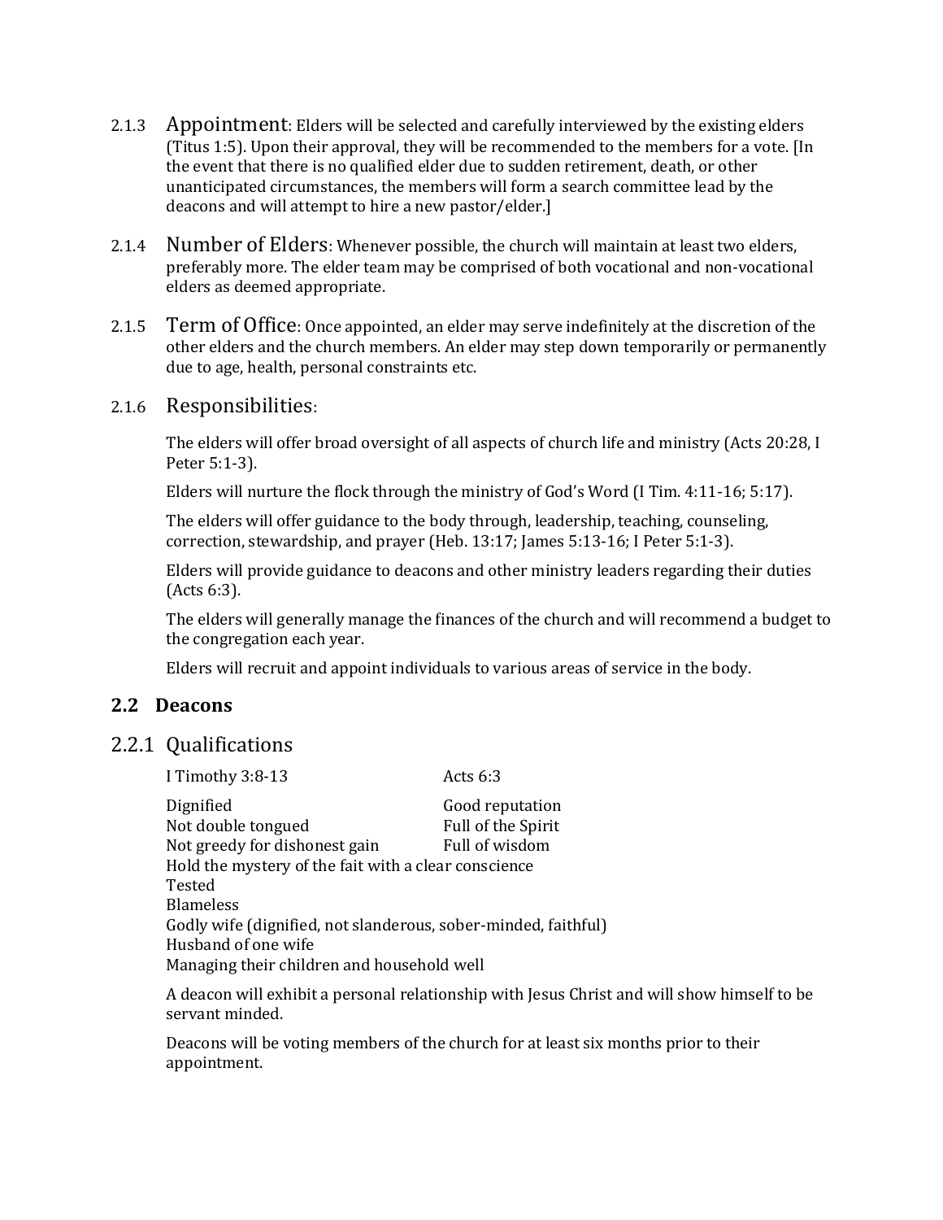2.1.3 Appointment: Elders will be selected and carefully interviewed by the existing elders (Titus 1:5). Upon their approval, they will be recommended to the members for a vote. [In the event that there is no qualified elder due to sudden retirement, death, or other unanticipated circumstances, the members will form a search committee lead by the deacons and will attempt to hire a new pastor/elder.]

2.1.4 Number of Elders: Whenever possible, the church will maintain at least two elders, preferably more. The elder team may be comprised of both vocational and non-vocational elders as deemed appropriate.

2.1.5 Term of Office: Once appointed, an elder may serve indefinitely at the discretion of the other elders and the church members. An elder may step down temporarily or permanently due to age, health, personal constraints etc.

2.1.6 Responsibilities:

The elders will offer broad oversight of all aspects of church life and ministry (Acts 20:28, I Peter 5:1-3).

Elders will nurture the flock through the ministry of God's Word (I Tim. 4:11-16; 5:17).

The elders will offer guidance to the body through, leadership, teaching, counseling, correction, stewardship, and prayer (Heb. 13:17; James 5:13-16; I Peter 5:1-3).

Elders will provide guidance to deacons and other ministry leaders regarding their duties (Acts 6:3).

The elders will generally manage the finances of the church and will recommend a budget to the congregation each year.

Elders will recruit and appoint individuals to various areas of service in the body.

## 2.2 Deacons

### 2.2.1 Qualifications

| I Timothy 3:8-13 | Acts 6:3 |
| --- | --- |
| Dignified | Good reputation |
| Not double tongued | Full of the Spirit |
| Not greedy for dishonest gain | Full of wisdom |
| Hold the mystery of the fait with a clear conscience | |
| Tested | |
| Blameless | |
| Godly wife (dignified, not slanderous, sober-minded, faithful) | |
| Husband of one wife | |
| Managing their children and household well | |

A deacon will exhibit a personal relationship with Jesus Christ and will show himself to be servant minded.

Deacons will be voting members of the church for at least six months prior to their appointment.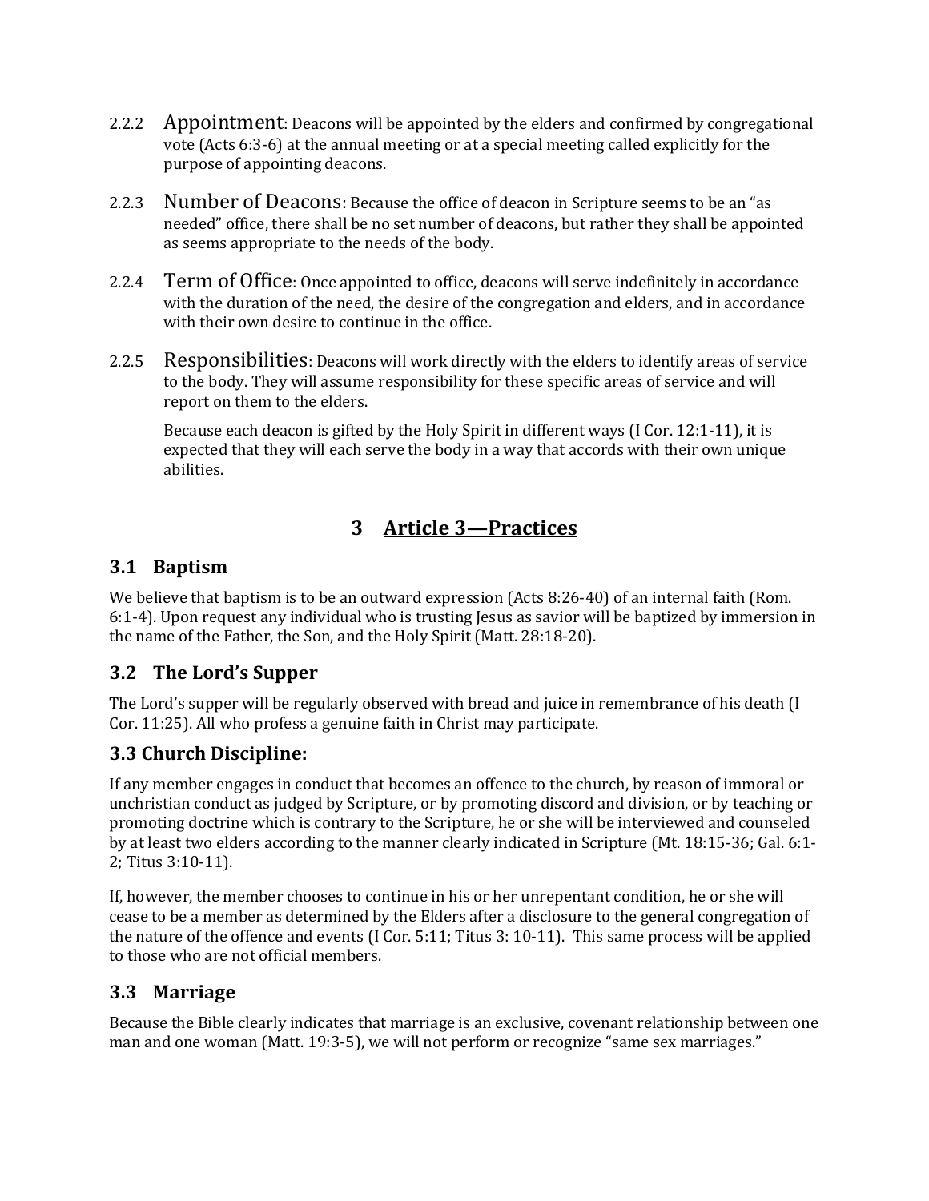2.2.2 Appointment: Deacons will be appointed by the elders and confirmed by congregational vote (Acts 6:3-6) at the annual meeting or at a special meeting called explicitly for the purpose of appointing deacons.

2.2.3 Number of Deacons: Because the office of deacon in Scripture seems to be an "as needed" office, there shall be no set number of deacons, but rather they shall be appointed as seems appropriate to the needs of the body.

2.2.4 Term of Office: Once appointed to office, deacons will serve indefinitely in accordance with the duration of the need, the desire of the congregation and elders, and in accordance with their own desire to continue in the office.

2.2.5 Responsibilities: Deacons will work directly with the elders to identify areas of service to the body. They will assume responsibility for these specific areas of service and will report on them to the elders.

Because each deacon is gifted by the Holy Spirit in different ways (I Cor. 12:1-11), it is expected that they will each serve the body in a way that accords with their own unique abilities.

# 3 Article 3—Practices

## 3.1 Baptism

We believe that baptism is to be an outward expression (Acts 8:26-40) of an internal faith (Rom. 6:1-4). Upon request any individual who is trusting Jesus as savior will be baptized by immersion in the name of the Father, the Son, and the Holy Spirit (Matt. 28:18-20).

## 3.2 The Lord's Supper

The Lord's supper will be regularly observed with bread and juice in remembrance of his death (I Cor. 11:25). All who profess a genuine faith in Christ may participate.

## 3.3 Church Discipline:

If any member engages in conduct that becomes an offence to the church, by reason of immoral or unchristian conduct as judged by Scripture, or by promoting discord and division, or by teaching or promoting doctrine which is contrary to the Scripture, he or she will be interviewed and counseled by at least two elders according to the manner clearly indicated in Scripture (Mt. 18:15-36; Gal. 6:1-2; Titus 3:10-11).

If, however, the member chooses to continue in his or her unrepentant condition, he or she will cease to be a member as determined by the Elders after a disclosure to the general congregation of the nature of the offence and events (I Cor. 5:11; Titus 3: 10-11). This same process will be applied to those who are not official members.

## 3.3 Marriage

Because the Bible clearly indicates that marriage is an exclusive, covenant relationship between one man and one woman (Matt. 19:3-5), we will not perform or recognize "same sex marriages."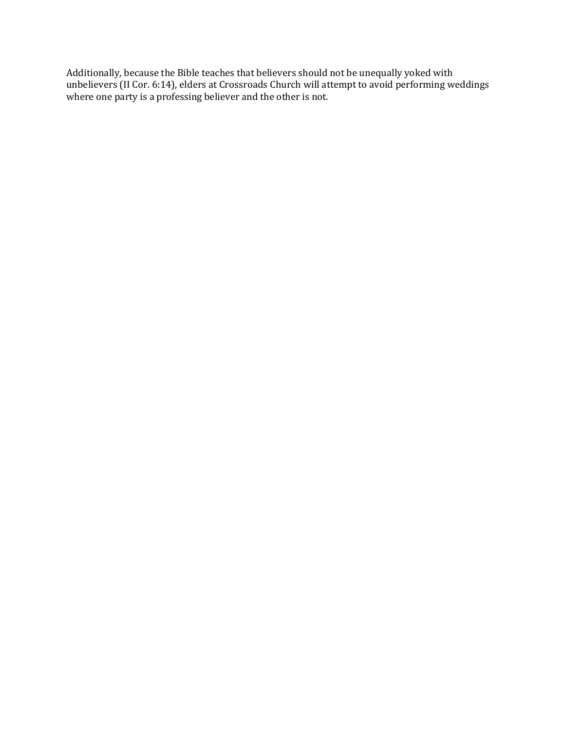Additionally, because the Bible teaches that believers should not be unequally yoked with unbelievers (II Cor. 6:14), elders at Crossroads Church will attempt to avoid performing weddings where one party is a professing believer and the other is not.